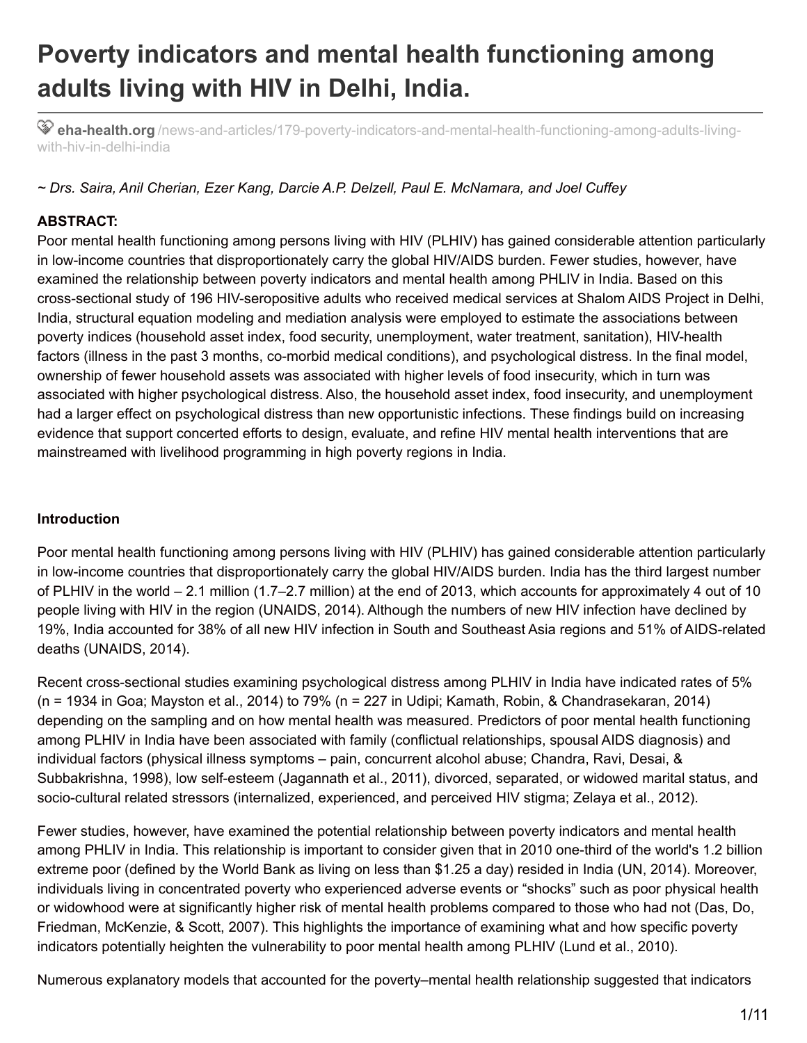# Poverty indicators and mental health functioning among adults living with HIV in Delhi, India.

**eha-health.org** /news-and-articles/179-poverty-indicators-and-mental-health-functioning-among-adults-living-with-hiv-in-delhi-india

*~ Drs. Saira, Anil Cherian, Ezer Kang, Darcie A.P. Delzell, Paul E. McNamara, and Joel Cuffey*

**ABSTRACT:**

Poor mental health functioning among persons living with HIV (PLHIV) has gained considerable attention particularly in low-income countries that disproportionately carry the global HIV/AIDS burden. Fewer studies, however, have examined the relationship between poverty indicators and mental health among PHLIV in India. Based on this cross-sectional study of 196 HIV-seropositive adults who received medical services at Shalom AIDS Project in Delhi, India, structural equation modeling and mediation analysis were employed to estimate the associations between poverty indices (household asset index, food security, unemployment, water treatment, sanitation), HIV-health factors (illness in the past 3 months, co-morbid medical conditions), and psychological distress. In the final model, ownership of fewer household assets was associated with higher levels of food insecurity, which in turn was associated with higher psychological distress. Also, the household asset index, food insecurity, and unemployment had a larger effect on psychological distress than new opportunistic infections. These findings build on increasing evidence that support concerted efforts to design, evaluate, and refine HIV mental health interventions that are mainstreamed with livelihood programming in high poverty regions in India.

**Introduction**

Poor mental health functioning among persons living with HIV (PLHIV) has gained considerable attention particularly in low-income countries that disproportionately carry the global HIV/AIDS burden. India has the third largest number of PLHIV in the world – 2.1 million (1.7–2.7 million) at the end of 2013, which accounts for approximately 4 out of 10 people living with HIV in the region (UNAIDS, 2014). Although the numbers of new HIV infection have declined by 19%, India accounted for 38% of all new HIV infection in South and Southeast Asia regions and 51% of AIDS-related deaths (UNAIDS, 2014).

Recent cross-sectional studies examining psychological distress among PLHIV in India have indicated rates of 5% (n = 1934 in Goa; Mayston et al., 2014) to 79% (n = 227 in Udipi; Kamath, Robin, & Chandrasekaran, 2014) depending on the sampling and on how mental health was measured. Predictors of poor mental health functioning among PLHIV in India have been associated with family (conflictual relationships, spousal AIDS diagnosis) and individual factors (physical illness symptoms – pain, concurrent alcohol abuse; Chandra, Ravi, Desai, & Subbakrishna, 1998), low self-esteem (Jagannath et al., 2011), divorced, separated, or widowed marital status, and socio-cultural related stressors (internalized, experienced, and perceived HIV stigma; Zelaya et al., 2012).

Fewer studies, however, have examined the potential relationship between poverty indicators and mental health among PHLIV in India. This relationship is important to consider given that in 2010 one-third of the world's 1.2 billion extreme poor (defined by the World Bank as living on less than $1.25 a day) resided in India (UN, 2014). Moreover, individuals living in concentrated poverty who experienced adverse events or "shocks" such as poor physical health or widowhood were at significantly higher risk of mental health problems compared to those who had not (Das, Do, Friedman, McKenzie, & Scott, 2007). This highlights the importance of examining what and how specific poverty indicators potentially heighten the vulnerability to poor mental health among PLHIV (Lund et al., 2010).

Numerous explanatory models that accounted for the poverty–mental health relationship suggested that indicators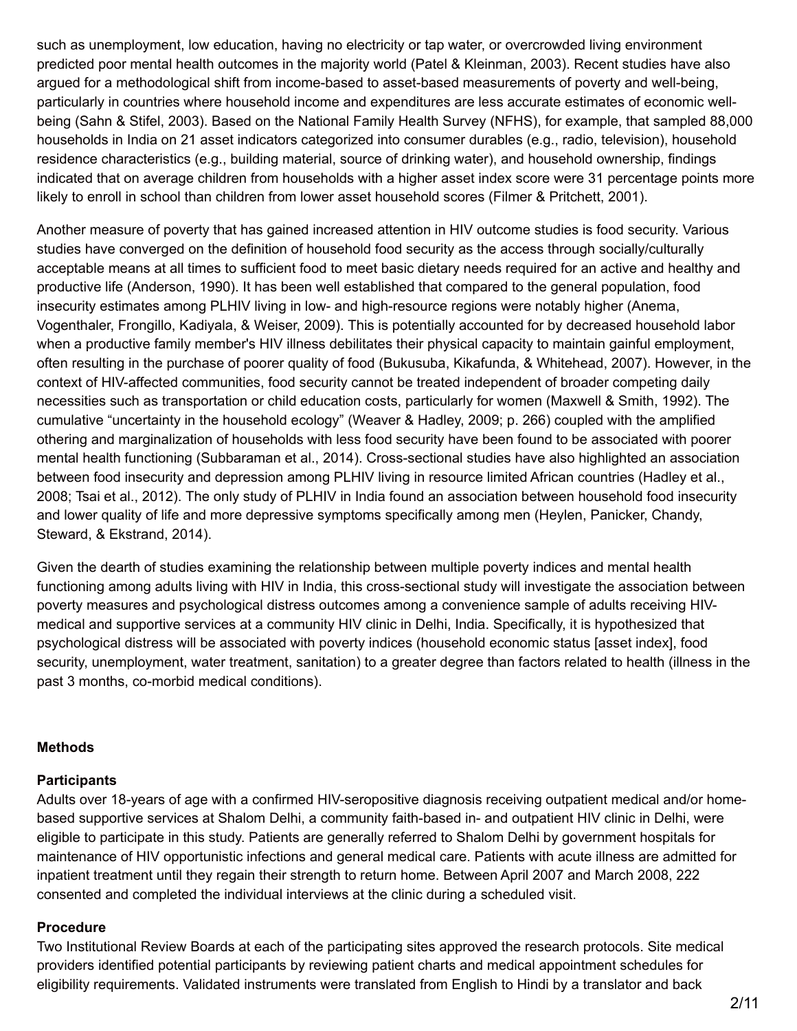such as unemployment, low education, having no electricity or tap water, or overcrowded living environment predicted poor mental health outcomes in the majority world (Patel & Kleinman, 2003). Recent studies have also argued for a methodological shift from income-based to asset-based measurements of poverty and well-being, particularly in countries where household income and expenditures are less accurate estimates of economic well-being (Sahn & Stifel, 2003). Based on the National Family Health Survey (NFHS), for example, that sampled 88,000 households in India on 21 asset indicators categorized into consumer durables (e.g., radio, television), household residence characteristics (e.g., building material, source of drinking water), and household ownership, findings indicated that on average children from households with a higher asset index score were 31 percentage points more likely to enroll in school than children from lower asset household scores (Filmer & Pritchett, 2001).

Another measure of poverty that has gained increased attention in HIV outcome studies is food security. Various studies have converged on the definition of household food security as the access through socially/culturally acceptable means at all times to sufficient food to meet basic dietary needs required for an active and healthy and productive life (Anderson, 1990). It has been well established that compared to the general population, food insecurity estimates among PLHIV living in low- and high-resource regions were notably higher (Anema, Vogenthaler, Frongillo, Kadiyala, & Weiser, 2009). This is potentially accounted for by decreased household labor when a productive family member's HIV illness debilitates their physical capacity to maintain gainful employment, often resulting in the purchase of poorer quality of food (Bukusuba, Kikafunda, & Whitehead, 2007). However, in the context of HIV-affected communities, food security cannot be treated independent of broader competing daily necessities such as transportation or child education costs, particularly for women (Maxwell & Smith, 1992). The cumulative "uncertainty in the household ecology" (Weaver & Hadley, 2009; p. 266) coupled with the amplified othering and marginalization of households with less food security have been found to be associated with poorer mental health functioning (Subbaraman et al., 2014). Cross-sectional studies have also highlighted an association between food insecurity and depression among PLHIV living in resource limited African countries (Hadley et al., 2008; Tsai et al., 2012). The only study of PLHIV in India found an association between household food insecurity and lower quality of life and more depressive symptoms specifically among men (Heylen, Panicker, Chandy, Steward, & Ekstrand, 2014).

Given the dearth of studies examining the relationship between multiple poverty indices and mental health functioning among adults living with HIV in India, this cross-sectional study will investigate the association between poverty measures and psychological distress outcomes among a convenience sample of adults receiving HIV-medical and supportive services at a community HIV clinic in Delhi, India. Specifically, it is hypothesized that psychological distress will be associated with poverty indices (household economic status [asset index], food security, unemployment, water treatment, sanitation) to a greater degree than factors related to health (illness in the past 3 months, co-morbid medical conditions).

## Methods

### Participants

Adults over 18-years of age with a confirmed HIV-seropositive diagnosis receiving outpatient medical and/or home-based supportive services at Shalom Delhi, a community faith-based in- and outpatient HIV clinic in Delhi, were eligible to participate in this study. Patients are generally referred to Shalom Delhi by government hospitals for maintenance of HIV opportunistic infections and general medical care. Patients with acute illness are admitted for inpatient treatment until they regain their strength to return home. Between April 2007 and March 2008, 222 consented and completed the individual interviews at the clinic during a scheduled visit.

### Procedure

Two Institutional Review Boards at each of the participating sites approved the research protocols. Site medical providers identified potential participants by reviewing patient charts and medical appointment schedules for eligibility requirements. Validated instruments were translated from English to Hindi by a translator and back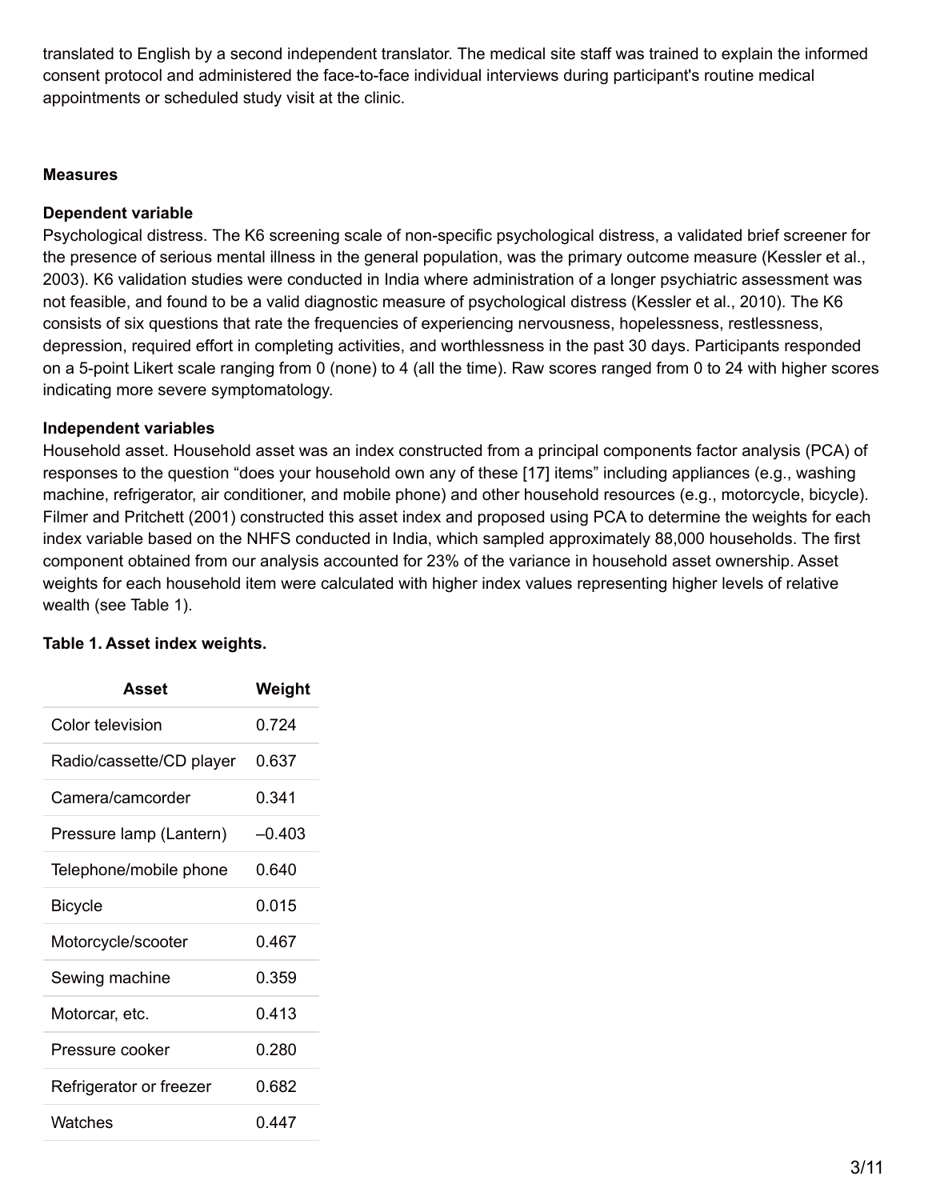translated to English by a second independent translator. The medical site staff was trained to explain the informed consent protocol and administered the face-to-face individual interviews during participant's routine medical appointments or scheduled study visit at the clinic.

### Measures

#### Dependent variable

Psychological distress. The K6 screening scale of non-specific psychological distress, a validated brief screener for the presence of serious mental illness in the general population, was the primary outcome measure (Kessler et al., 2003). K6 validation studies were conducted in India where administration of a longer psychiatric assessment was not feasible, and found to be a valid diagnostic measure of psychological distress (Kessler et al., 2010). The K6 consists of six questions that rate the frequencies of experiencing nervousness, hopelessness, restlessness, depression, required effort in completing activities, and worthlessness in the past 30 days. Participants responded on a 5-point Likert scale ranging from 0 (none) to 4 (all the time). Raw scores ranged from 0 to 24 with higher scores indicating more severe symptomatology.

#### Independent variables

Household asset. Household asset was an index constructed from a principal components factor analysis (PCA) of responses to the question "does your household own any of these [17] items" including appliances (e.g., washing machine, refrigerator, air conditioner, and mobile phone) and other household resources (e.g., motorcycle, bicycle). Filmer and Pritchett (2001) constructed this asset index and proposed using PCA to determine the weights for each index variable based on the NHFS conducted in India, which sampled approximately 88,000 households. The first component obtained from our analysis accounted for 23% of the variance in household asset ownership. Asset weights for each household item were calculated with higher index values representing higher levels of relative wealth (see Table 1).

**Table 1. Asset index weights.**

| Asset | Weight |
|---|---|
| Color television | 0.724 |
| Radio/cassette/CD player | 0.637 |
| Camera/camcorder | 0.341 |
| Pressure lamp (Lantern) | –0.403 |
| Telephone/mobile phone | 0.640 |
| Bicycle | 0.015 |
| Motorcycle/scooter | 0.467 |
| Sewing machine | 0.359 |
| Motorcar, etc. | 0.413 |
| Pressure cooker | 0.280 |
| Refrigerator or freezer | 0.682 |
| Watches | 0.447 |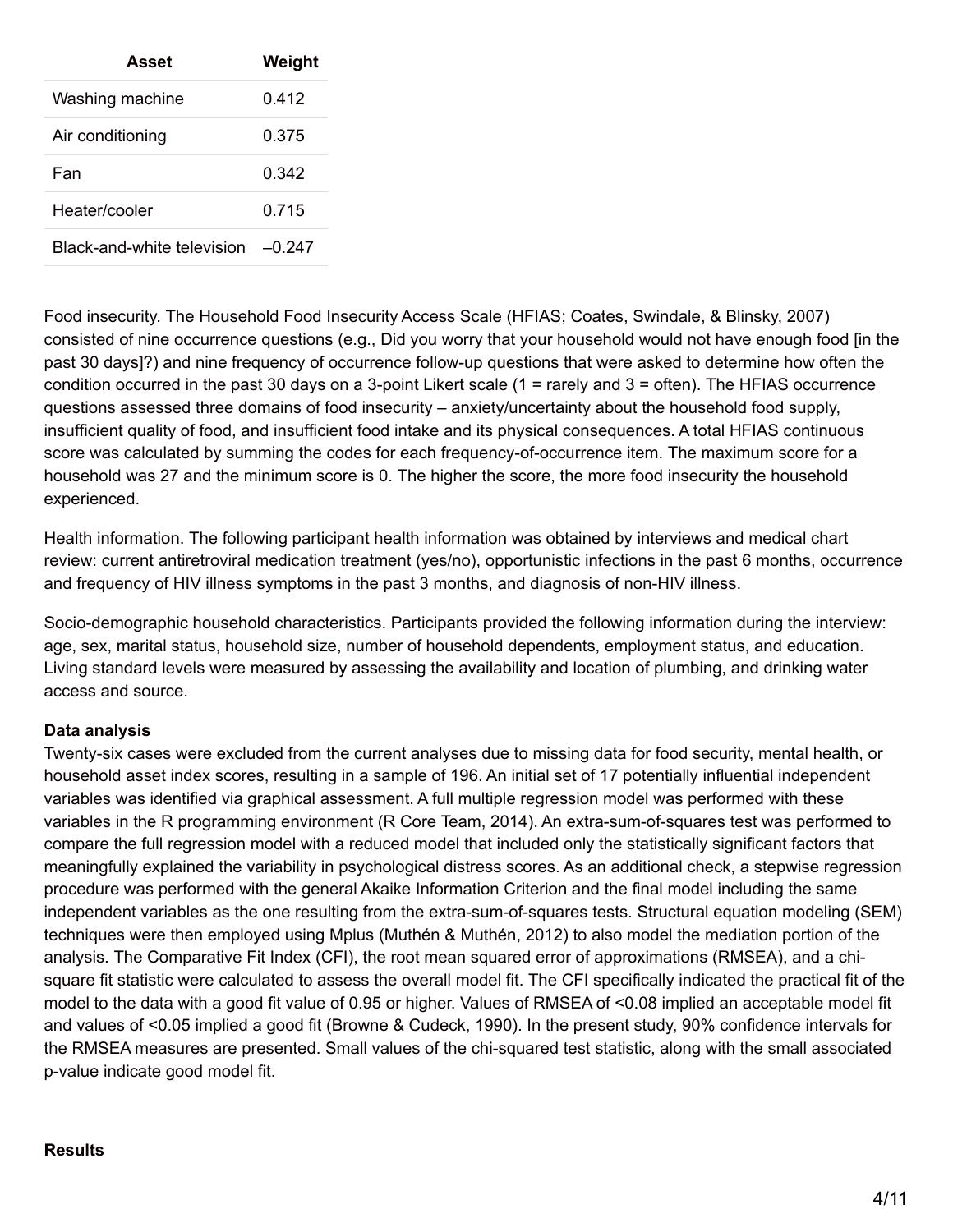| Asset | Weight |
| --- | --- |
| Washing machine | 0.412 |
| Air conditioning | 0.375 |
| Fan | 0.342 |
| Heater/cooler | 0.715 |
| Black-and-white television | –0.247 |

Food insecurity. The Household Food Insecurity Access Scale (HFIAS; Coates, Swindale, & Blinsky, 2007) consisted of nine occurrence questions (e.g., Did you worry that your household would not have enough food [in the past 30 days]?) and nine frequency of occurrence follow-up questions that were asked to determine how often the condition occurred in the past 30 days on a 3-point Likert scale (1 = rarely and 3 = often). The HFIAS occurrence questions assessed three domains of food insecurity – anxiety/uncertainty about the household food supply, insufficient quality of food, and insufficient food intake and its physical consequences. A total HFIAS continuous score was calculated by summing the codes for each frequency-of-occurrence item. The maximum score for a household was 27 and the minimum score is 0. The higher the score, the more food insecurity the household experienced.

Health information. The following participant health information was obtained by interviews and medical chart review: current antiretroviral medication treatment (yes/no), opportunistic infections in the past 6 months, occurrence and frequency of HIV illness symptoms in the past 3 months, and diagnosis of non-HIV illness.

Socio-demographic household characteristics. Participants provided the following information during the interview: age, sex, marital status, household size, number of household dependents, employment status, and education. Living standard levels were measured by assessing the availability and location of plumbing, and drinking water access and source.

**Data analysis**

Twenty-six cases were excluded from the current analyses due to missing data for food security, mental health, or household asset index scores, resulting in a sample of 196. An initial set of 17 potentially influential independent variables was identified via graphical assessment. A full multiple regression model was performed with these variables in the R programming environment (R Core Team, 2014). An extra-sum-of-squares test was performed to compare the full regression model with a reduced model that included only the statistically significant factors that meaningfully explained the variability in psychological distress scores. As an additional check, a stepwise regression procedure was performed with the general Akaike Information Criterion and the final model including the same independent variables as the one resulting from the extra-sum-of-squares tests. Structural equation modeling (SEM) techniques were then employed using Mplus (Muthén & Muthén, 2012) to also model the mediation portion of the analysis. The Comparative Fit Index (CFI), the root mean squared error of approximations (RMSEA), and a chi-square fit statistic were calculated to assess the overall model fit. The CFI specifically indicated the practical fit of the model to the data with a good fit value of 0.95 or higher. Values of RMSEA of <0.08 implied an acceptable model fit and values of <0.05 implied a good fit (Browne & Cudeck, 1990). In the present study, 90% confidence intervals for the RMSEA measures are presented. Small values of the chi-squared test statistic, along with the small associated p-value indicate good model fit.

**Results**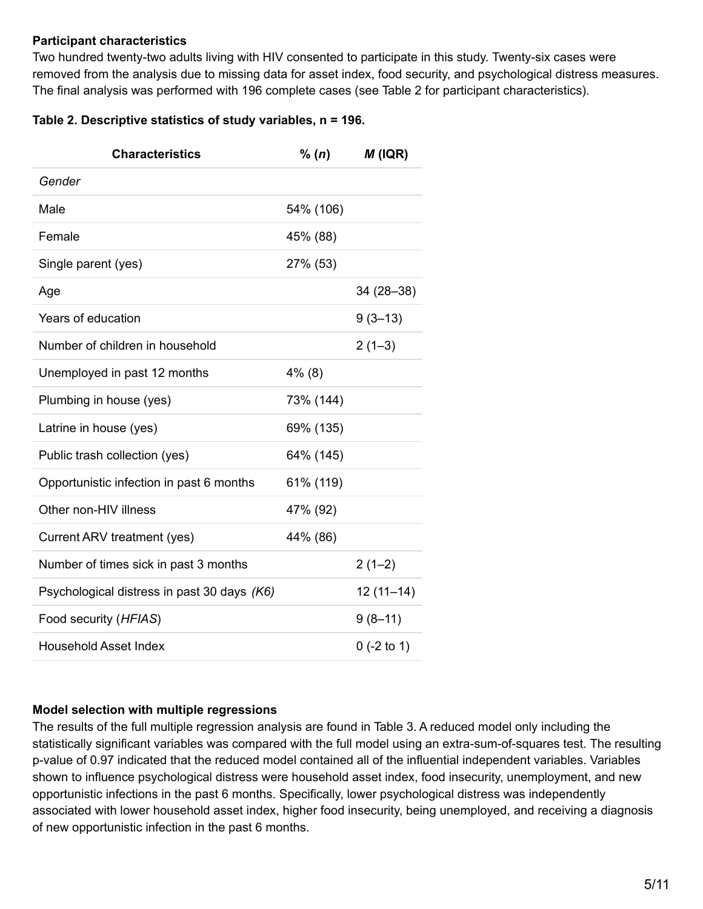**Participant characteristics**

Two hundred twenty-two adults living with HIV consented to participate in this study. Twenty-six cases were removed from the analysis due to missing data for asset index, food security, and psychological distress measures. The final analysis was performed with 196 complete cases (see Table 2 for participant characteristics).

**Table 2. Descriptive statistics of study variables, n = 196.**

| Characteristics | % (*n*) | *M* (IQR) |
| --- | --- | --- |
| *Gender* | | |
| Male | 54% (106) | |
| Female | 45% (88) | |
| Single parent (yes) | 27% (53) | |
| Age | | 34 (28–38) |
| Years of education | | 9 (3–13) |
| Number of children in household | | 2 (1–3) |
| Unemployed in past 12 months | 4% (8) | |
| Plumbing in house (yes) | 73% (144) | |
| Latrine in house (yes) | 69% (135) | |
| Public trash collection (yes) | 64% (145) | |
| Opportunistic infection in past 6 months | 61% (119) | |
| Other non-HIV illness | 47% (92) | |
| Current ARV treatment (yes) | 44% (86) | |
| Number of times sick in past 3 months | | 2 (1–2) |
| Psychological distress in past 30 days *(K6)* | | 12 (11–14) |
| Food security (*HFIAS*) | | 9 (8–11) |
| Household Asset Index | | 0 (-2 to 1) |

**Model selection with multiple regressions**

The results of the full multiple regression analysis are found in Table 3. A reduced model only including the statistically significant variables was compared with the full model using an extra-sum-of-squares test. The resulting p-value of 0.97 indicated that the reduced model contained all of the influential independent variables. Variables shown to influence psychological distress were household asset index, food insecurity, unemployment, and new opportunistic infections in the past 6 months. Specifically, lower psychological distress was independently associated with lower household asset index, higher food insecurity, being unemployed, and receiving a diagnosis of new opportunistic infection in the past 6 months.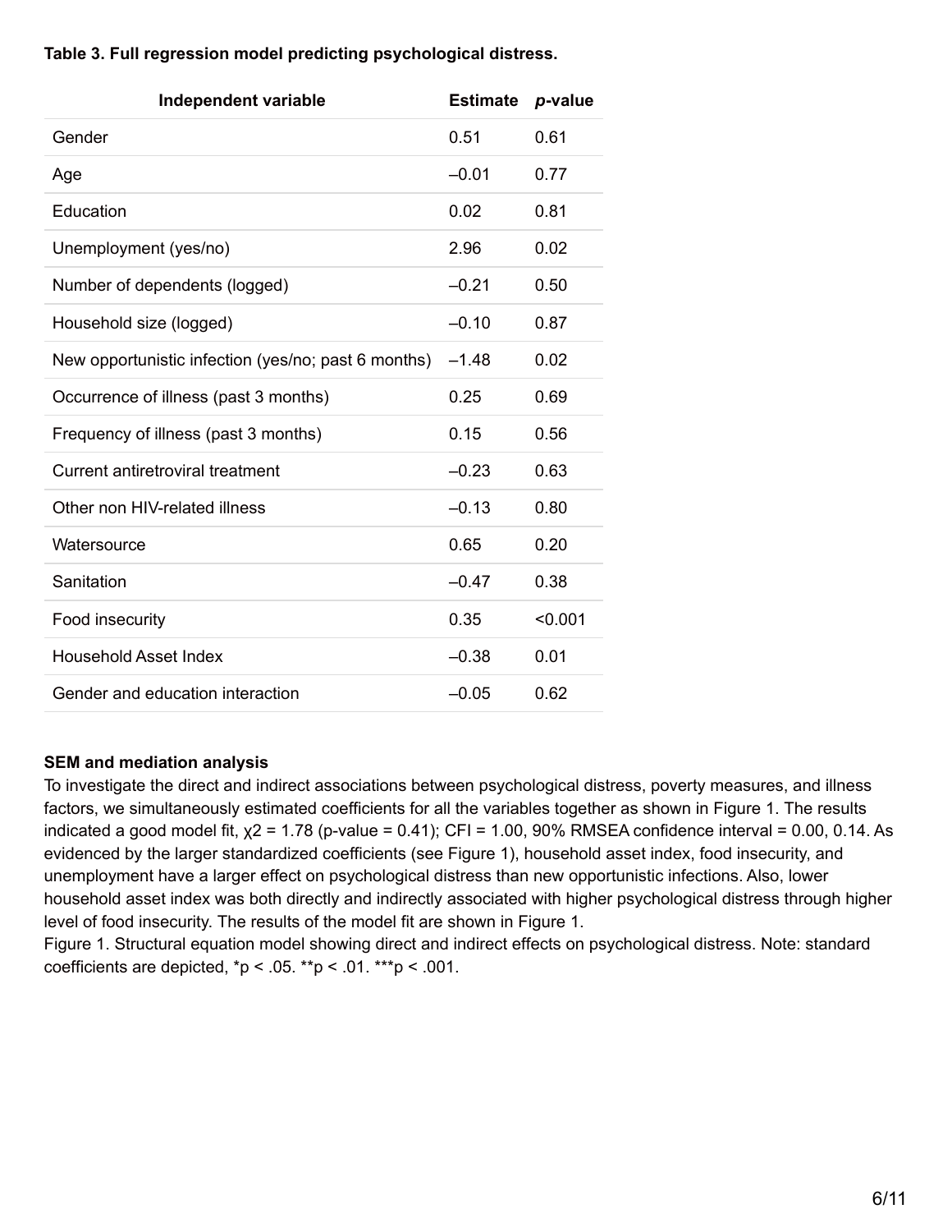**Table 3. Full regression model predicting psychological distress.**

| Independent variable | Estimate | *p*-value |
|---|---|---|
| Gender | 0.51 | 0.61 |
| Age | –0.01 | 0.77 |
| Education | 0.02 | 0.81 |
| Unemployment (yes/no) | 2.96 | 0.02 |
| Number of dependents (logged) | –0.21 | 0.50 |
| Household size (logged) | –0.10 | 0.87 |
| New opportunistic infection (yes/no; past 6 months) | –1.48 | 0.02 |
| Occurrence of illness (past 3 months) | 0.25 | 0.69 |
| Frequency of illness (past 3 months) | 0.15 | 0.56 |
| Current antiretroviral treatment | –0.23 | 0.63 |
| Other non HIV-related illness | –0.13 | 0.80 |
| Watersource | 0.65 | 0.20 |
| Sanitation | –0.47 | 0.38 |
| Food insecurity | 0.35 | <0.001 |
| Household Asset Index | –0.38 | 0.01 |
| Gender and education interaction | –0.05 | 0.62 |

**SEM and mediation analysis**

To investigate the direct and indirect associations between psychological distress, poverty measures, and illness factors, we simultaneously estimated coefficients for all the variables together as shown in Figure 1. The results indicated a good model fit, $\chi^2 = 1.78$ (p-value = 0.41); CFI = 1.00, 90% RMSEA confidence interval = 0.00, 0.14. As evidenced by the larger standardized coefficients (see Figure 1), household asset index, food insecurity, and unemployment have a larger effect on psychological distress than new opportunistic infections. Also, lower household asset index was both directly and indirectly associated with higher psychological distress through higher level of food insecurity. The results of the model fit are shown in Figure 1.

Figure 1. Structural equation model showing direct and indirect effects on psychological distress. Note: standard coefficients are depicted, \*$p < .05$. \*\*$p < .01$. \*\*\*$p < .001$.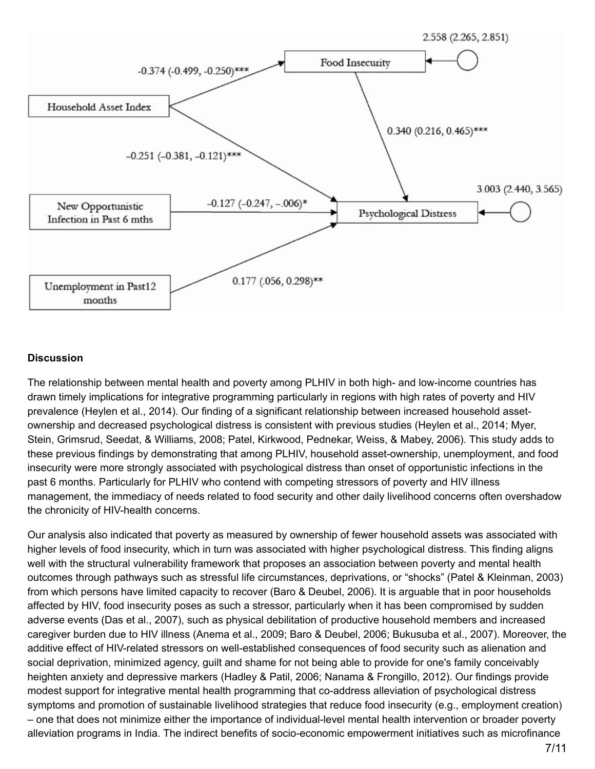Household Asset Index → Food Insecurity: -0.374 (-0.499, -0.250)***

Household Asset Index → Psychological Distress: -0.251 (-0.381, -0.121)***

Food Insecurity → Psychological Distress: 0.340 (0.216, 0.465)***

New Opportunistic Infection in Past 6 mths → Psychological Distress: -0.127 (-0.247, -.006)*

Unemployment in Past12 months → Psychological Distress: 0.177 (.056, 0.298)**

Food Insecurity: 2.558 (2.265, 2.851)

Psychological Distress: 3.003 (2.440, 3.565)

**Discussion**

The relationship between mental health and poverty among PLHIV in both high- and low-income countries has drawn timely implications for integrative programming particularly in regions with high rates of poverty and HIV prevalence (Heylen et al., 2014). Our finding of a significant relationship between increased household asset-ownership and decreased psychological distress is consistent with previous studies (Heylen et al., 2014; Myer, Stein, Grimsrud, Seedat, & Williams, 2008; Patel, Kirkwood, Pednekar, Weiss, & Mabey, 2006). This study adds to these previous findings by demonstrating that among PLHIV, household asset-ownership, unemployment, and food insecurity were more strongly associated with psychological distress than onset of opportunistic infections in the past 6 months. Particularly for PLHIV who contend with competing stressors of poverty and HIV illness management, the immediacy of needs related to food security and other daily livelihood concerns often overshadow the chronicity of HIV-health concerns.

Our analysis also indicated that poverty as measured by ownership of fewer household assets was associated with higher levels of food insecurity, which in turn was associated with higher psychological distress. This finding aligns well with the structural vulnerability framework that proposes an association between poverty and mental health outcomes through pathways such as stressful life circumstances, deprivations, or "shocks" (Patel & Kleinman, 2003) from which persons have limited capacity to recover (Baro & Deubel, 2006). It is arguable that in poor households affected by HIV, food insecurity poses as such a stressor, particularly when it has been compromised by sudden adverse events (Das et al., 2007), such as physical debilitation of productive household members and increased caregiver burden due to HIV illness (Anema et al., 2009; Baro & Deubel, 2006; Bukusuba et al., 2007). Moreover, the additive effect of HIV-related stressors on well-established consequences of food security such as alienation and social deprivation, minimized agency, guilt and shame for not being able to provide for one's family conceivably heighten anxiety and depressive markers (Hadley & Patil, 2006; Nanama & Frongillo, 2012). Our findings provide modest support for integrative mental health programming that co-address alleviation of psychological distress symptoms and promotion of sustainable livelihood strategies that reduce food insecurity (e.g., employment creation) – one that does not minimize either the importance of individual-level mental health intervention or broader poverty alleviation programs in India. The indirect benefits of socio-economic empowerment initiatives such as microfinance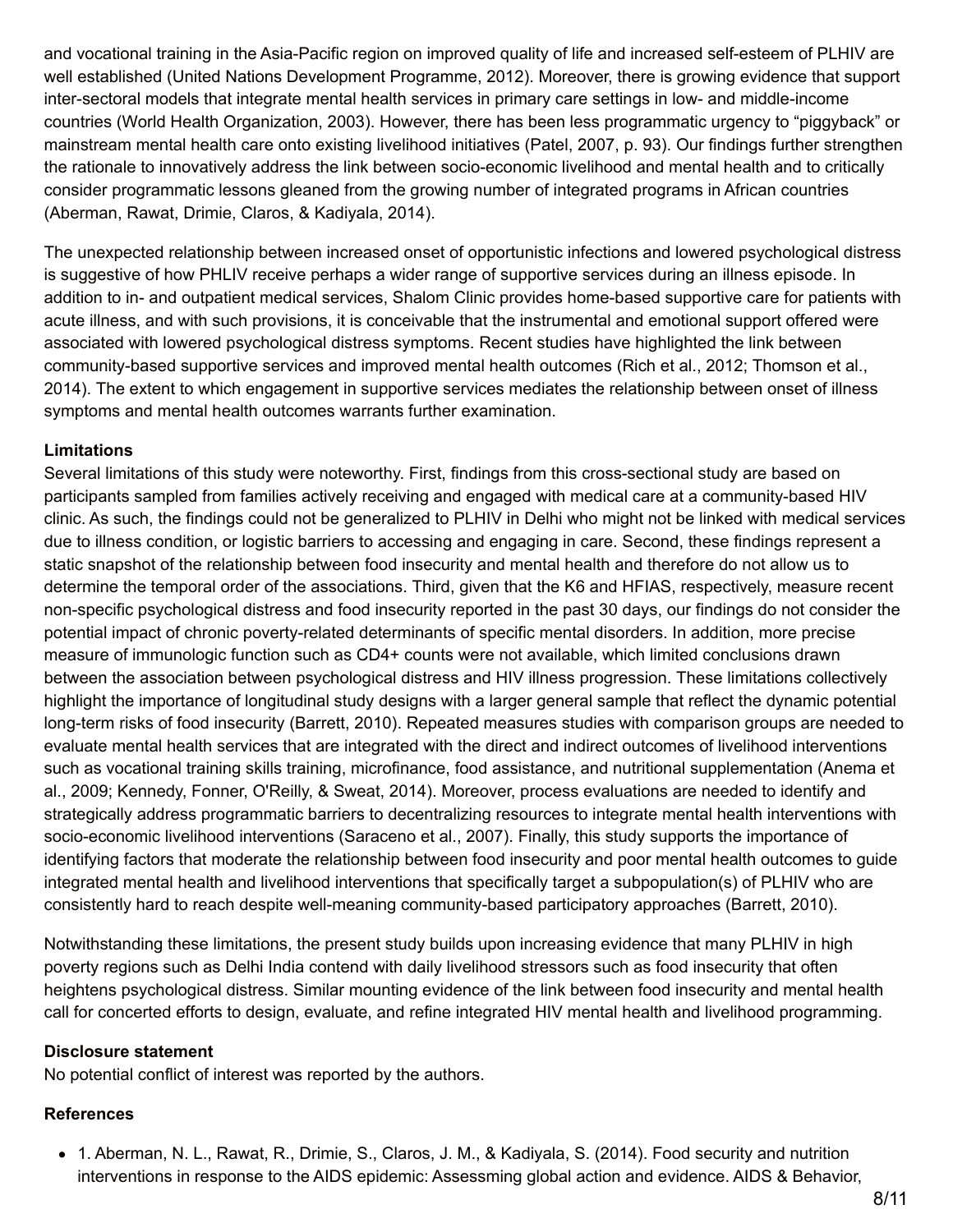and vocational training in the Asia-Pacific region on improved quality of life and increased self-esteem of PLHIV are well established (United Nations Development Programme, 2012). Moreover, there is growing evidence that support inter-sectoral models that integrate mental health services in primary care settings in low- and middle-income countries (World Health Organization, 2003). However, there has been less programmatic urgency to "piggyback" or mainstream mental health care onto existing livelihood initiatives (Patel, 2007, p. 93). Our findings further strengthen the rationale to innovatively address the link between socio-economic livelihood and mental health and to critically consider programmatic lessons gleaned from the growing number of integrated programs in African countries (Aberman, Rawat, Drimie, Claros, & Kadiyala, 2014).

The unexpected relationship between increased onset of opportunistic infections and lowered psychological distress is suggestive of how PHLIV receive perhaps a wider range of supportive services during an illness episode. In addition to in- and outpatient medical services, Shalom Clinic provides home-based supportive care for patients with acute illness, and with such provisions, it is conceivable that the instrumental and emotional support offered were associated with lowered psychological distress symptoms. Recent studies have highlighted the link between community-based supportive services and improved mental health outcomes (Rich et al., 2012; Thomson et al., 2014). The extent to which engagement in supportive services mediates the relationship between onset of illness symptoms and mental health outcomes warrants further examination.

**Limitations**

Several limitations of this study were noteworthy. First, findings from this cross-sectional study are based on participants sampled from families actively receiving and engaged with medical care at a community-based HIV clinic. As such, the findings could not be generalized to PLHIV in Delhi who might not be linked with medical services due to illness condition, or logistic barriers to accessing and engaging in care. Second, these findings represent a static snapshot of the relationship between food insecurity and mental health and therefore do not allow us to determine the temporal order of the associations. Third, given that the K6 and HFIAS, respectively, measure recent non-specific psychological distress and food insecurity reported in the past 30 days, our findings do not consider the potential impact of chronic poverty-related determinants of specific mental disorders. In addition, more precise measure of immunologic function such as CD4+ counts were not available, which limited conclusions drawn between the association between psychological distress and HIV illness progression. These limitations collectively highlight the importance of longitudinal study designs with a larger general sample that reflect the dynamic potential long-term risks of food insecurity (Barrett, 2010). Repeated measures studies with comparison groups are needed to evaluate mental health services that are integrated with the direct and indirect outcomes of livelihood interventions such as vocational training skills training, microfinance, food assistance, and nutritional supplementation (Anema et al., 2009; Kennedy, Fonner, O'Reilly, & Sweat, 2014). Moreover, process evaluations are needed to identify and strategically address programmatic barriers to decentralizing resources to integrate mental health interventions with socio-economic livelihood interventions (Saraceno et al., 2007). Finally, this study supports the importance of identifying factors that moderate the relationship between food insecurity and poor mental health outcomes to guide integrated mental health and livelihood interventions that specifically target a subpopulation(s) of PLHIV who are consistently hard to reach despite well-meaning community-based participatory approaches (Barrett, 2010).

Notwithstanding these limitations, the present study builds upon increasing evidence that many PLHIV in high poverty regions such as Delhi India contend with daily livelihood stressors such as food insecurity that often heightens psychological distress. Similar mounting evidence of the link between food insecurity and mental health call for concerted efforts to design, evaluate, and refine integrated HIV mental health and livelihood programming.

**Disclosure statement**

No potential conflict of interest was reported by the authors.

**References**

- 1. Aberman, N. L., Rawat, R., Drimie, S., Claros, J. M., & Kadiyala, S. (2014). Food security and nutrition interventions in response to the AIDS epidemic: Assessming global action and evidence. AIDS & Behavior,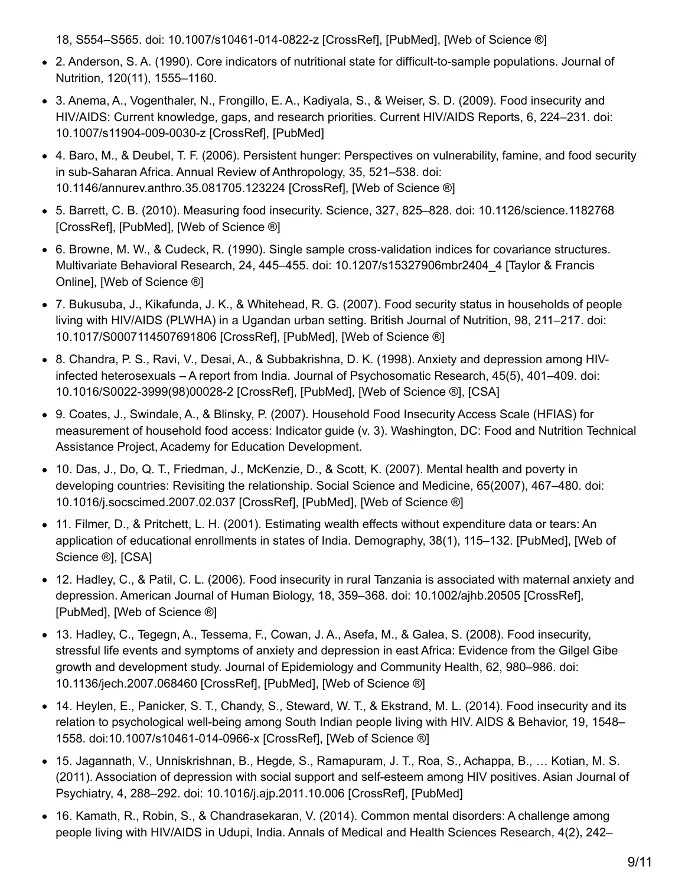18, S554–S565. doi: 10.1007/s10461-014-0822-z [CrossRef], [PubMed], [Web of Science ®]

- 2. Anderson, S. A. (1990). Core indicators of nutritional state for difficult-to-sample populations. Journal of Nutrition, 120(11), 1555–1160.
- 3. Anema, A., Vogenthaler, N., Frongillo, E. A., Kadiyala, S., & Weiser, S. D. (2009). Food insecurity and HIV/AIDS: Current knowledge, gaps, and research priorities. Current HIV/AIDS Reports, 6, 224–231. doi: 10.1007/s11904-009-0030-z [CrossRef], [PubMed]
- 4. Baro, M., & Deubel, T. F. (2006). Persistent hunger: Perspectives on vulnerability, famine, and food security in sub-Saharan Africa. Annual Review of Anthropology, 35, 521–538. doi: 10.1146/annurev.anthro.35.081705.123224 [CrossRef], [Web of Science ®]
- 5. Barrett, C. B. (2010). Measuring food insecurity. Science, 327, 825–828. doi: 10.1126/science.1182768 [CrossRef], [PubMed], [Web of Science ®]
- 6. Browne, M. W., & Cudeck, R. (1990). Single sample cross-validation indices for covariance structures. Multivariate Behavioral Research, 24, 445–455. doi: 10.1207/s15327906mbr2404_4 [Taylor & Francis Online], [Web of Science ®]
- 7. Bukusuba, J., Kikafunda, J. K., & Whitehead, R. G. (2007). Food security status in households of people living with HIV/AIDS (PLWHA) in a Ugandan urban setting. British Journal of Nutrition, 98, 211–217. doi: 10.1017/S0007114507691806 [CrossRef], [PubMed], [Web of Science ®]
- 8. Chandra, P. S., Ravi, V., Desai, A., & Subbakrishna, D. K. (1998). Anxiety and depression among HIV-infected heterosexuals – A report from India. Journal of Psychosomatic Research, 45(5), 401–409. doi: 10.1016/S0022-3999(98)00028-2 [CrossRef], [PubMed], [Web of Science ®], [CSA]
- 9. Coates, J., Swindale, A., & Blinsky, P. (2007). Household Food Insecurity Access Scale (HFIAS) for measurement of household food access: Indicator guide (v. 3). Washington, DC: Food and Nutrition Technical Assistance Project, Academy for Education Development.
- 10. Das, J., Do, Q. T., Friedman, J., McKenzie, D., & Scott, K. (2007). Mental health and poverty in developing countries: Revisiting the relationship. Social Science and Medicine, 65(2007), 467–480. doi: 10.1016/j.socscimed.2007.02.037 [CrossRef], [PubMed], [Web of Science ®]
- 11. Filmer, D., & Pritchett, L. H. (2001). Estimating wealth effects without expenditure data or tears: An application of educational enrollments in states of India. Demography, 38(1), 115–132. [PubMed], [Web of Science ®], [CSA]
- 12. Hadley, C., & Patil, C. L. (2006). Food insecurity in rural Tanzania is associated with maternal anxiety and depression. American Journal of Human Biology, 18, 359–368. doi: 10.1002/ajhb.20505 [CrossRef], [PubMed], [Web of Science ®]
- 13. Hadley, C., Tegegn, A., Tessema, F., Cowan, J. A., Asefa, M., & Galea, S. (2008). Food insecurity, stressful life events and symptoms of anxiety and depression in east Africa: Evidence from the Gilgel Gibe growth and development study. Journal of Epidemiology and Community Health, 62, 980–986. doi: 10.1136/jech.2007.068460 [CrossRef], [PubMed], [Web of Science ®]
- 14. Heylen, E., Panicker, S. T., Chandy, S., Steward, W. T., & Ekstrand, M. L. (2014). Food insecurity and its relation to psychological well-being among South Indian people living with HIV. AIDS & Behavior, 19, 1548–1558. doi:10.1007/s10461-014-0966-x [CrossRef], [Web of Science ®]
- 15. Jagannath, V., Unniskrishnan, B., Hegde, S., Ramapuram, J. T., Roa, S., Achappa, B., … Kotian, M. S. (2011). Association of depression with social support and self-esteem among HIV positives. Asian Journal of Psychiatry, 4, 288–292. doi: 10.1016/j.ajp.2011.10.006 [CrossRef], [PubMed]
- 16. Kamath, R., Robin, S., & Chandrasekaran, V. (2014). Common mental disorders: A challenge among people living with HIV/AIDS in Udupi, India. Annals of Medical and Health Sciences Research, 4(2), 242–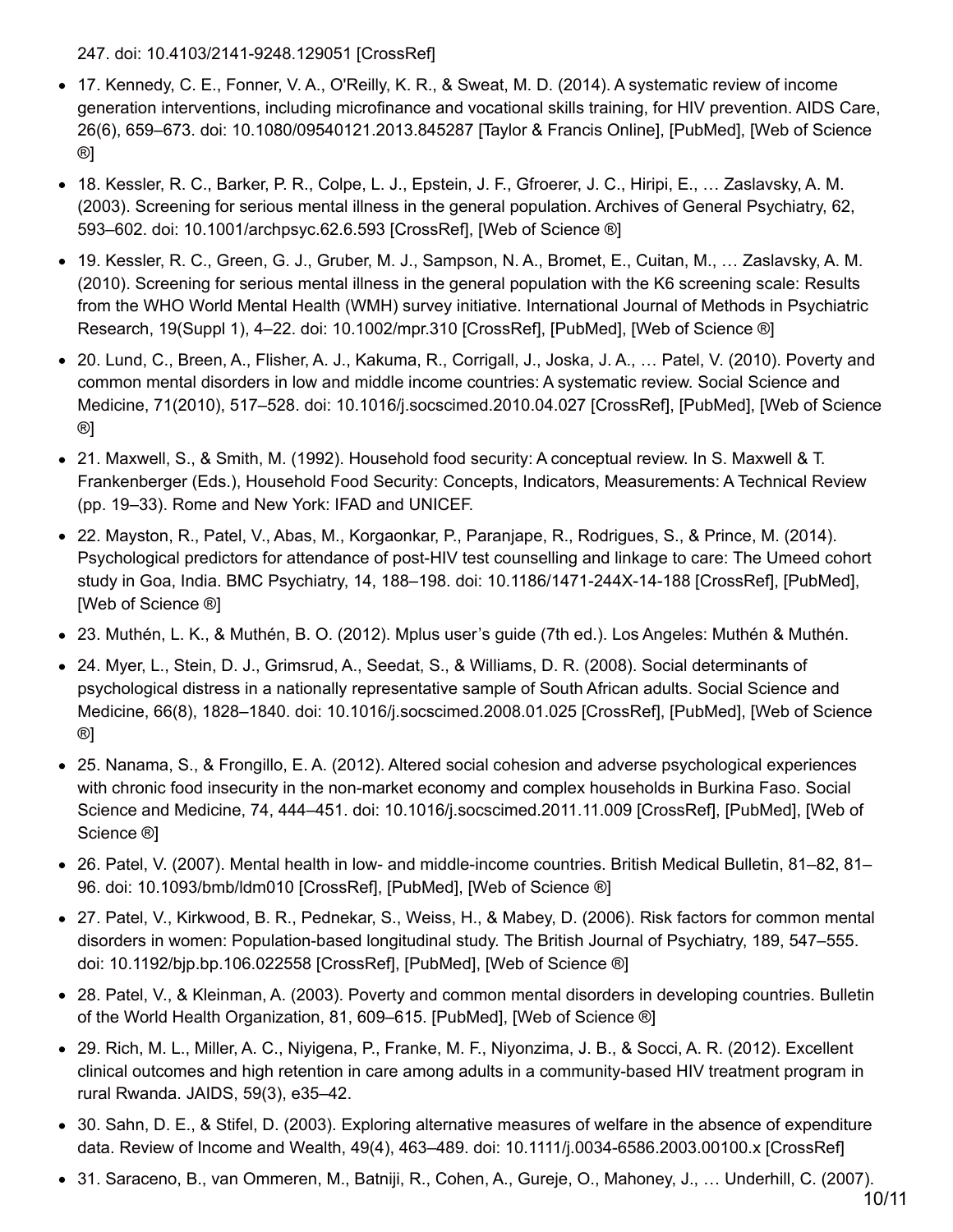247. doi: 10.4103/2141-9248.129051 [CrossRef]

- 17. Kennedy, C. E., Fonner, V. A., O'Reilly, K. R., & Sweat, M. D. (2014). A systematic review of income generation interventions, including microfinance and vocational skills training, for HIV prevention. AIDS Care, 26(6), 659–673. doi: 10.1080/09540121.2013.845287 [Taylor & Francis Online], [PubMed], [Web of Science ®]
- 18. Kessler, R. C., Barker, P. R., Colpe, L. J., Epstein, J. F., Gfroerer, J. C., Hiripi, E., … Zaslavsky, A. M. (2003). Screening for serious mental illness in the general population. Archives of General Psychiatry, 62, 593–602. doi: 10.1001/archpsyc.62.6.593 [CrossRef], [Web of Science ®]
- 19. Kessler, R. C., Green, G. J., Gruber, M. J., Sampson, N. A., Bromet, E., Cuitan, M., … Zaslavsky, A. M. (2010). Screening for serious mental illness in the general population with the K6 screening scale: Results from the WHO World Mental Health (WMH) survey initiative. International Journal of Methods in Psychiatric Research, 19(Suppl 1), 4–22. doi: 10.1002/mpr.310 [CrossRef], [PubMed], [Web of Science ®]
- 20. Lund, C., Breen, A., Flisher, A. J., Kakuma, R., Corrigall, J., Joska, J. A., … Patel, V. (2010). Poverty and common mental disorders in low and middle income countries: A systematic review. Social Science and Medicine, 71(2010), 517–528. doi: 10.1016/j.socscimed.2010.04.027 [CrossRef], [PubMed], [Web of Science ®]
- 21. Maxwell, S., & Smith, M. (1992). Household food security: A conceptual review. In S. Maxwell & T. Frankenberger (Eds.), Household Food Security: Concepts, Indicators, Measurements: A Technical Review (pp. 19–33). Rome and New York: IFAD and UNICEF.
- 22. Mayston, R., Patel, V., Abas, M., Korgaonkar, P., Paranjape, R., Rodrigues, S., & Prince, M. (2014). Psychological predictors for attendance of post-HIV test counselling and linkage to care: The Umeed cohort study in Goa, India. BMC Psychiatry, 14, 188–198. doi: 10.1186/1471-244X-14-188 [CrossRef], [PubMed], [Web of Science ®]
- 23. Muthén, L. K., & Muthén, B. O. (2012). Mplus user's guide (7th ed.). Los Angeles: Muthén & Muthén.
- 24. Myer, L., Stein, D. J., Grimsrud, A., Seedat, S., & Williams, D. R. (2008). Social determinants of psychological distress in a nationally representative sample of South African adults. Social Science and Medicine, 66(8), 1828–1840. doi: 10.1016/j.socscimed.2008.01.025 [CrossRef], [PubMed], [Web of Science ®]
- 25. Nanama, S., & Frongillo, E. A. (2012). Altered social cohesion and adverse psychological experiences with chronic food insecurity in the non-market economy and complex households in Burkina Faso. Social Science and Medicine, 74, 444–451. doi: 10.1016/j.socscimed.2011.11.009 [CrossRef], [PubMed], [Web of Science ®]
- 26. Patel, V. (2007). Mental health in low- and middle-income countries. British Medical Bulletin, 81–82, 81–96. doi: 10.1093/bmb/ldm010 [CrossRef], [PubMed], [Web of Science ®]
- 27. Patel, V., Kirkwood, B. R., Pednekar, S., Weiss, H., & Mabey, D. (2006). Risk factors for common mental disorders in women: Population-based longitudinal study. The British Journal of Psychiatry, 189, 547–555. doi: 10.1192/bjp.bp.106.022558 [CrossRef], [PubMed], [Web of Science ®]
- 28. Patel, V., & Kleinman, A. (2003). Poverty and common mental disorders in developing countries. Bulletin of the World Health Organization, 81, 609–615. [PubMed], [Web of Science ®]
- 29. Rich, M. L., Miller, A. C., Niyigena, P., Franke, M. F., Niyonzima, J. B., & Socci, A. R. (2012). Excellent clinical outcomes and high retention in care among adults in a community-based HIV treatment program in rural Rwanda. JAIDS, 59(3), e35–42.
- 30. Sahn, D. E., & Stifel, D. (2003). Exploring alternative measures of welfare in the absence of expenditure data. Review of Income and Wealth, 49(4), 463–489. doi: 10.1111/j.0034-6586.2003.00100.x [CrossRef]
- 31. Saraceno, B., van Ommeren, M., Batniji, R., Cohen, A., Gureje, O., Mahoney, J., … Underhill, C. (2007).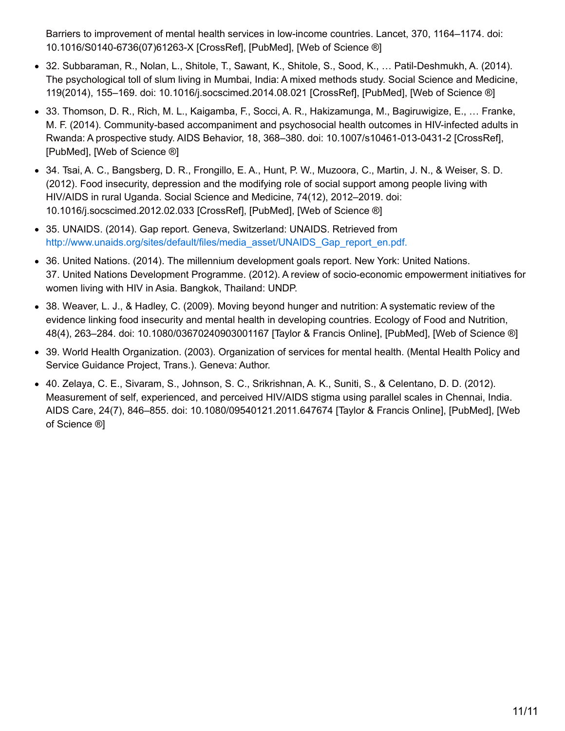Barriers to improvement of mental health services in low-income countries. Lancet, 370, 1164–1174. doi: 10.1016/S0140-6736(07)61263-X [CrossRef], [PubMed], [Web of Science ®]

- 32. Subbaraman, R., Nolan, L., Shitole, T., Sawant, K., Shitole, S., Sood, K., … Patil-Deshmukh, A. (2014). The psychological toll of slum living in Mumbai, India: A mixed methods study. Social Science and Medicine, 119(2014), 155–169. doi: 10.1016/j.socscimed.2014.08.021 [CrossRef], [PubMed], [Web of Science ®]
- 33. Thomson, D. R., Rich, M. L., Kaigamba, F., Socci, A. R., Hakizamunga, M., Bagiruwigize, E., … Franke, M. F. (2014). Community-based accompaniment and psychosocial health outcomes in HIV-infected adults in Rwanda: A prospective study. AIDS Behavior, 18, 368–380. doi: 10.1007/s10461-013-0431-2 [CrossRef], [PubMed], [Web of Science ®]
- 34. Tsai, A. C., Bangsberg, D. R., Frongillo, E. A., Hunt, P. W., Muzoora, C., Martin, J. N., & Weiser, S. D. (2012). Food insecurity, depression and the modifying role of social support among people living with HIV/AIDS in rural Uganda. Social Science and Medicine, 74(12), 2012–2019. doi: 10.1016/j.socscimed.2012.02.033 [CrossRef], [PubMed], [Web of Science ®]
- 35. UNAIDS. (2014). Gap report. Geneva, Switzerland: UNAIDS. Retrieved from http://www.unaids.org/sites/default/files/media_asset/UNAIDS_Gap_report_en.pdf.
- 36. United Nations. (2014). The millennium development goals report. New York: United Nations.
  37. United Nations Development Programme. (2012). A review of socio-economic empowerment initiatives for women living with HIV in Asia. Bangkok, Thailand: UNDP.
- 38. Weaver, L. J., & Hadley, C. (2009). Moving beyond hunger and nutrition: A systematic review of the evidence linking food insecurity and mental health in developing countries. Ecology of Food and Nutrition, 48(4), 263–284. doi: 10.1080/03670240903001167 [Taylor & Francis Online], [PubMed], [Web of Science ®]
- 39. World Health Organization. (2003). Organization of services for mental health. (Mental Health Policy and Service Guidance Project, Trans.). Geneva: Author.
- 40. Zelaya, C. E., Sivaram, S., Johnson, S. C., Srikrishnan, A. K., Suniti, S., & Celentano, D. D. (2012). Measurement of self, experienced, and perceived HIV/AIDS stigma using parallel scales in Chennai, India. AIDS Care, 24(7), 846–855. doi: 10.1080/09540121.2011.647674 [Taylor & Francis Online], [PubMed], [Web of Science ®]